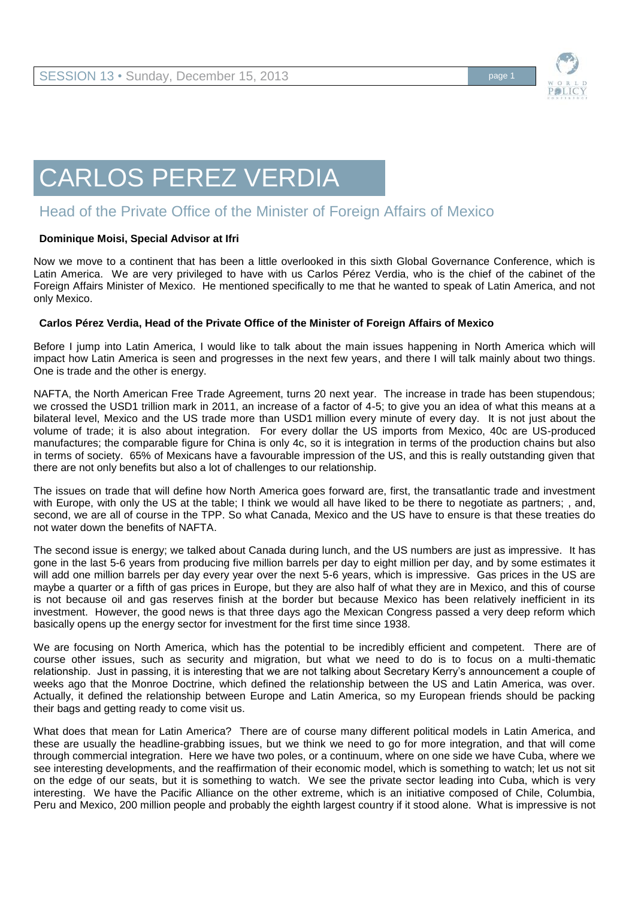# CARLOS PEREZ VERDIA

## Head of the Private Office of the Minister of Foreign Affairs of Mexico

**Dominique Moisi, Special Advisor at Ifri**

Now we move to a continent that has been a little overlooked in this sixth Global Governance Conference, which is Latin America. We are very privileged to have with us Carlos Pérez Verdia, who is the chief of the cabinet of the Foreign Affairs Minister of Mexico. He mentioned specifically to me that he wanted to speak of Latin America, and not only Mexico.

**Carlos Pérez Verdia, Head of the Private Office of the Minister of Foreign Affairs of Mexico**

Before I jump into Latin America, I would like to talk about the main issues happening in North America which will impact how Latin America is seen and progresses in the next few years, and there I will talk mainly about two things. One is trade and the other is energy.

NAFTA, the North American Free Trade Agreement, turns 20 next year. The increase in trade has been stupendous; we crossed the USD1 trillion mark in 2011, an increase of a factor of 4-5; to give you an idea of what this means at a bilateral level, Mexico and the US trade more than USD1 million every minute of every day. It is not just about the volume of trade; it is also about integration. For every dollar the US imports from Mexico, 40c are US-produced manufactures; the comparable figure for China is only 4c, so it is integration in terms of the production chains but also in terms of society. 65% of Mexicans have a favourable impression of the US, and this is really outstanding given that there are not only benefits but also a lot of challenges to our relationship.

The issues on trade that will define how North America goes forward are, first, the transatlantic trade and investment with Europe, with only the US at the table; I think we would all have liked to be there to negotiate as partners; , and, second, we are all of course in the TPP. So what Canada, Mexico and the US have to ensure is that these treaties do not water down the benefits of NAFTA.

The second issue is energy; we talked about Canada during lunch, and the US numbers are just as impressive. It has gone in the last 5-6 years from producing five million barrels per day to eight million per day, and by some estimates it will add one million barrels per day every year over the next 5-6 years, which is impressive. Gas prices in the US are maybe a quarter or a fifth of gas prices in Europe, but they are also half of what they are in Mexico, and this of course is not because oil and gas reserves finish at the border but because Mexico has been relatively inefficient in its investment. However, the good news is that three days ago the Mexican Congress passed a very deep reform which basically opens up the energy sector for investment for the first time since 1938.

We are focusing on North America, which has the potential to be incredibly efficient and competent. There are of course other issues, such as security and migration, but what we need to do is to focus on a multi-thematic relationship. Just in passing, it is interesting that we are not talking about Secretary Kerry's announcement a couple of weeks ago that the Monroe Doctrine, which defined the relationship between the US and Latin America, was over. Actually, it defined the relationship between Europe and Latin America, so my European friends should be packing their bags and getting ready to come visit us.

What does that mean for Latin America? There are of course many different political models in Latin America, and these are usually the headline-grabbing issues, but we think we need to go for more integration, and that will come through commercial integration. Here we have two poles, or a continuum, where on one side we have Cuba, where we see interesting developments, and the reaffirmation of their economic model, which is something to watch; let us not sit on the edge of our seats, but it is something to watch. We see the private sector leading into Cuba, which is very interesting. We have the Pacific Alliance on the other extreme, which is an initiative composed of Chile, Columbia, Peru and Mexico, 200 million people and probably the eighth largest country if it stood alone. What is impressive is not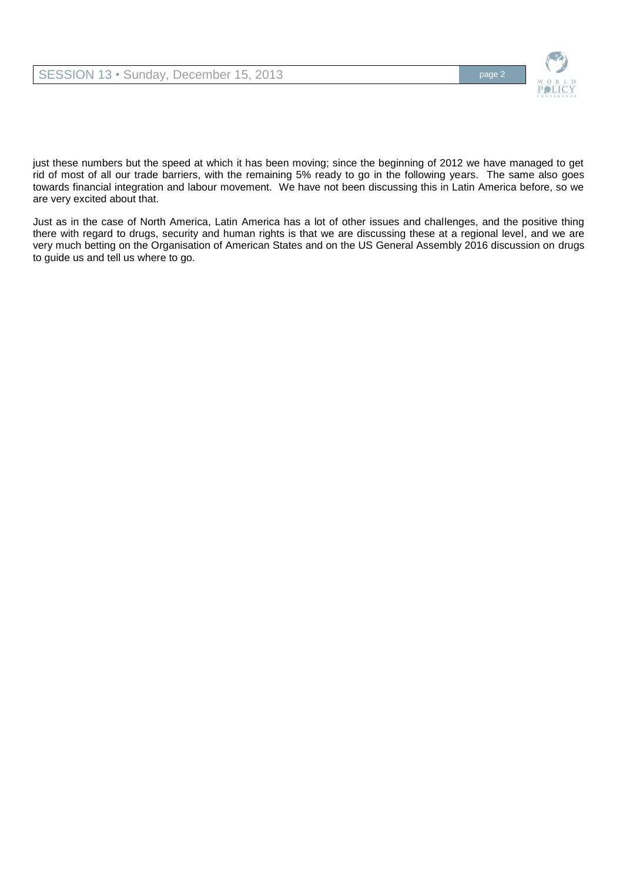just these numbers but the speed at which it has been moving; since the beginning of 2012 we have managed to get rid of most of all our trade barriers, with the remaining 5% ready to go in the following years. The same also goes towards financial integration and labour movement. We have not been discussing this in Latin America before, so we are very excited about that.

Just as in the case of North America, Latin America has a lot of other issues and challenges, and the positive thing there with regard to drugs, security and human rights is that we are discussing these at a regional level, and we are very much betting on the Organisation of American States and on the US General Assembly 2016 discussion on drugs to guide us and tell us where to go.